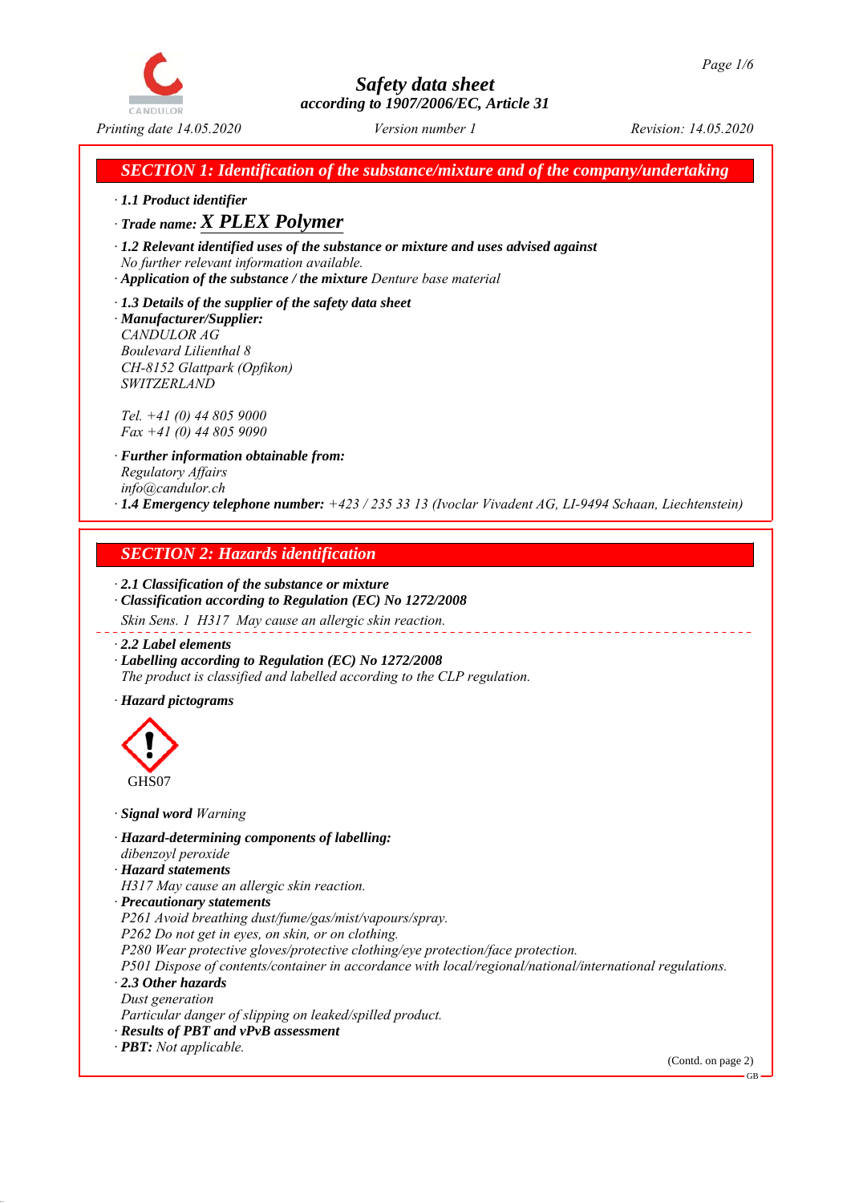# Safety data sheet
*according to 1907/2006/EC, Article 31*

*Printing date 14.05.2020* *Version number 1* *Revision: 14.05.2020*

## SECTION 1: Identification of the substance/mixture and of the company/undertaking

· **1.1 Product identifier**

· **Trade name: *X PLEX Polymer***

· **1.2 Relevant identified uses of the substance or mixture and uses advised against**
*No further relevant information available.*

· **Application of the substance / the mixture** *Denture base material*

· **1.3 Details of the supplier of the safety data sheet**

· **Manufacturer/Supplier:**
*CANDULOR AG*
*Boulevard Lilienthal 8*
*CH-8152 Glattpark (Opfikon)*
*SWITZERLAND*

*Tel. +41 (0) 44 805 9000*
*Fax +41 (0) 44 805 9090*

· **Further information obtainable from:**
*Regulatory Affairs*
*info@candulor.ch*

· **1.4 Emergency telephone number:** *+423 / 235 33 13 (Ivoclar Vivadent AG, LI-9494 Schaan, Liechtenstein)*

## SECTION 2: Hazards identification

· **2.1 Classification of the substance or mixture**

· **Classification according to Regulation (EC) No 1272/2008**

*Skin Sens. 1 H317 May cause an allergic skin reaction.*

· **2.2 Label elements**

· **Labelling according to Regulation (EC) No 1272/2008**
*The product is classified and labelled according to the CLP regulation.*

· **Hazard pictograms**

GHS07

· **Signal word** *Warning*

· **Hazard-determining components of labelling:**
*dibenzoyl peroxide*

· **Hazard statements**
*H317 May cause an allergic skin reaction.*

· **Precautionary statements**
*P261 Avoid breathing dust/fume/gas/mist/vapours/spray.*
*P262 Do not get in eyes, on skin, or on clothing.*
*P280 Wear protective gloves/protective clothing/eye protection/face protection.*
*P501 Dispose of contents/container in accordance with local/regional/national/international regulations.*

· **2.3 Other hazards**
*Dust generation*
*Particular danger of slipping on leaked/spilled product.*

· **Results of PBT and vPvB assessment**

· **PBT:** *Not applicable.*

(Contd. on page 2)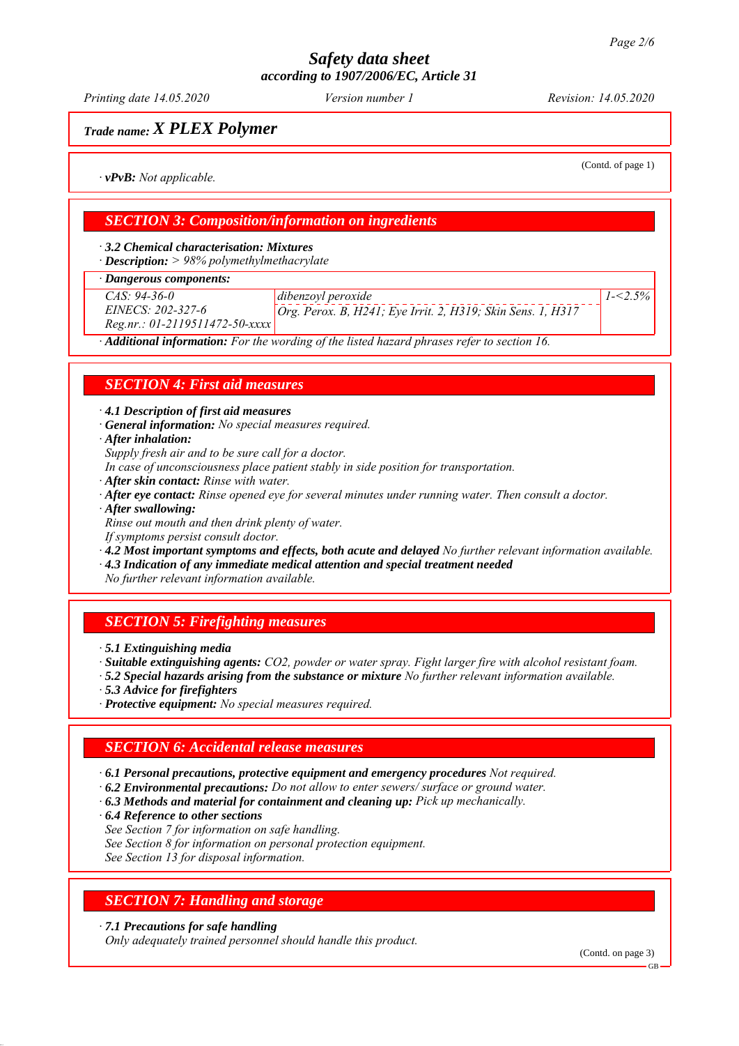## Trade name: X PLEX Polymer

(Contd. of page 1)

· **vPvB:** Not applicable.

## SECTION 3: Composition/information on ingredients

· **3.2 Chemical characterisation: Mixtures**
· **Description:** > 98% polymethylmethacrylate

· **Dangerous components:**

| | | |
|---|---|---|
| CAS: 94-36-0<br>EINECS: 202-327-6<br>Reg.nr.: 01-2119511472-50-xxxx | dibenzoyl peroxide<br>Org. Perox. B, H241; Eye Irrit. 2, H319; Skin Sens. 1, H317 | 1-<2.5% |

· **Additional information:** For the wording of the listed hazard phrases refer to section 16.

## SECTION 4: First aid measures

· **4.1 Description of first aid measures**
· **General information:** No special measures required.
· **After inhalation:**
Supply fresh air and to be sure call for a doctor.
In case of unconsciousness place patient stably in side position for transportation.
· **After skin contact:** Rinse with water.
· **After eye contact:** Rinse opened eye for several minutes under running water. Then consult a doctor.
· **After swallowing:**
Rinse out mouth and then drink plenty of water.
If symptoms persist consult doctor.
· **4.2 Most important symptoms and effects, both acute and delayed** No further relevant information available.
· **4.3 Indication of any immediate medical attention and special treatment needed**
No further relevant information available.

## SECTION 5: Firefighting measures

· **5.1 Extinguishing media**
· **Suitable extinguishing agents:** $CO_2$, powder or water spray. Fight larger fire with alcohol resistant foam.
· **5.2 Special hazards arising from the substance or mixture** No further relevant information available.
· **5.3 Advice for firefighters**
· **Protective equipment:** No special measures required.

## SECTION 6: Accidental release measures

· **6.1 Personal precautions, protective equipment and emergency procedures** Not required.
· **6.2 Environmental precautions:** Do not allow to enter sewers/ surface or ground water.
· **6.3 Methods and material for containment and cleaning up:** Pick up mechanically.
· **6.4 Reference to other sections**
See Section 7 for information on safe handling.
See Section 8 for information on personal protection equipment.
See Section 13 for disposal information.

## SECTION 7: Handling and storage

· **7.1 Precautions for safe handling**
Only adequately trained personnel should handle this product.

(Contd. on page 3)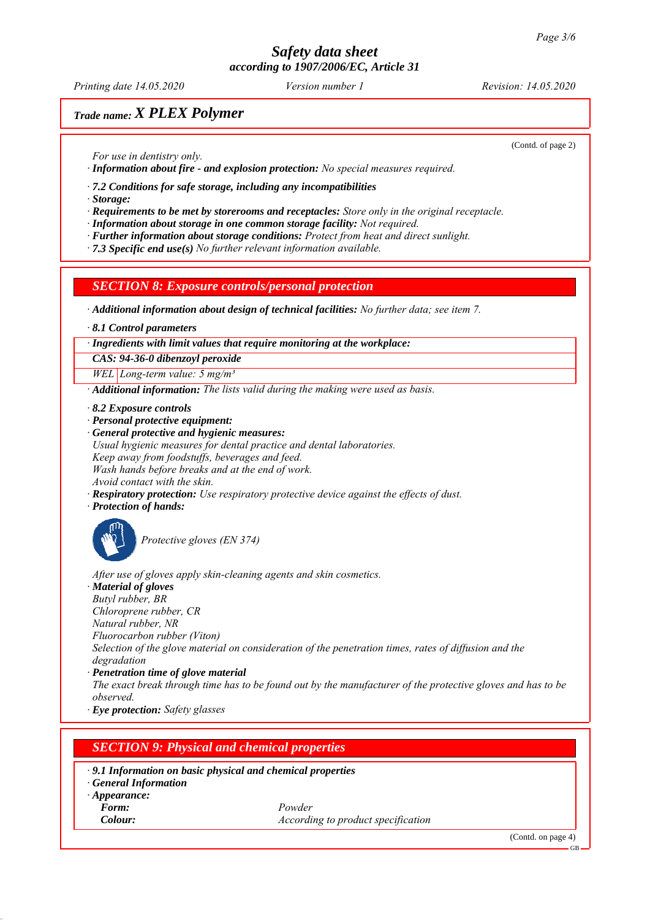## Trade name: X PLEX Polymer

(Contd. of page 2)

*For use in dentistry only.*

· **Information about fire - and explosion protection:** *No special measures required.*

· **7.2 Conditions for safe storage, including any incompatibilities**

· **Storage:**

· **Requirements to be met by storerooms and receptacles:** *Store only in the original receptacle.*

· **Information about storage in one common storage facility:** *Not required.*

· **Further information about storage conditions:** *Protect from heat and direct sunlight.*

· **7.3 Specific end use(s)** *No further relevant information available.*

## SECTION 8: Exposure controls/personal protection

· **Additional information about design of technical facilities:** *No further data; see item 7.*

· **8.1 Control parameters**

| · Ingredients with limit values that require monitoring at the workplace: | |
|---|---|
| **CAS: 94-36-0 dibenzoyl peroxide** | |
| WEL | Long-term value: 5 mg/m³ |

· **Additional information:** *The lists valid during the making were used as basis.*

· **8.2 Exposure controls**

· **Personal protective equipment:**

· **General protective and hygienic measures:**

*Usual hygienic measures for dental practice and dental laboratories.*
*Keep away from foodstuffs, beverages and feed.*
*Wash hands before breaks and at the end of work.*
*Avoid contact with the skin.*

· **Respiratory protection:** *Use respiratory protective device against the effects of dust.*

· **Protection of hands:**

*Protective gloves (EN 374)*

*After use of gloves apply skin-cleaning agents and skin cosmetics.*

· **Material of gloves**

*Butyl rubber, BR*
*Chloroprene rubber, CR*
*Natural rubber, NR*
*Fluorocarbon rubber (Viton)*
*Selection of the glove material on consideration of the penetration times, rates of diffusion and the degradation*

· **Penetration time of glove material**

*The exact break through time has to be found out by the manufacturer of the protective gloves and has to be observed.*

· **Eye protection:** *Safety glasses*

## SECTION 9: Physical and chemical properties

· **9.1 Information on basic physical and chemical properties**

· **General Information**

· **Appearance:**

| | |
|---|---|
| **Form:** | *Powder* |
| **Colour:** | *According to product specification* |

(Contd. on page 4)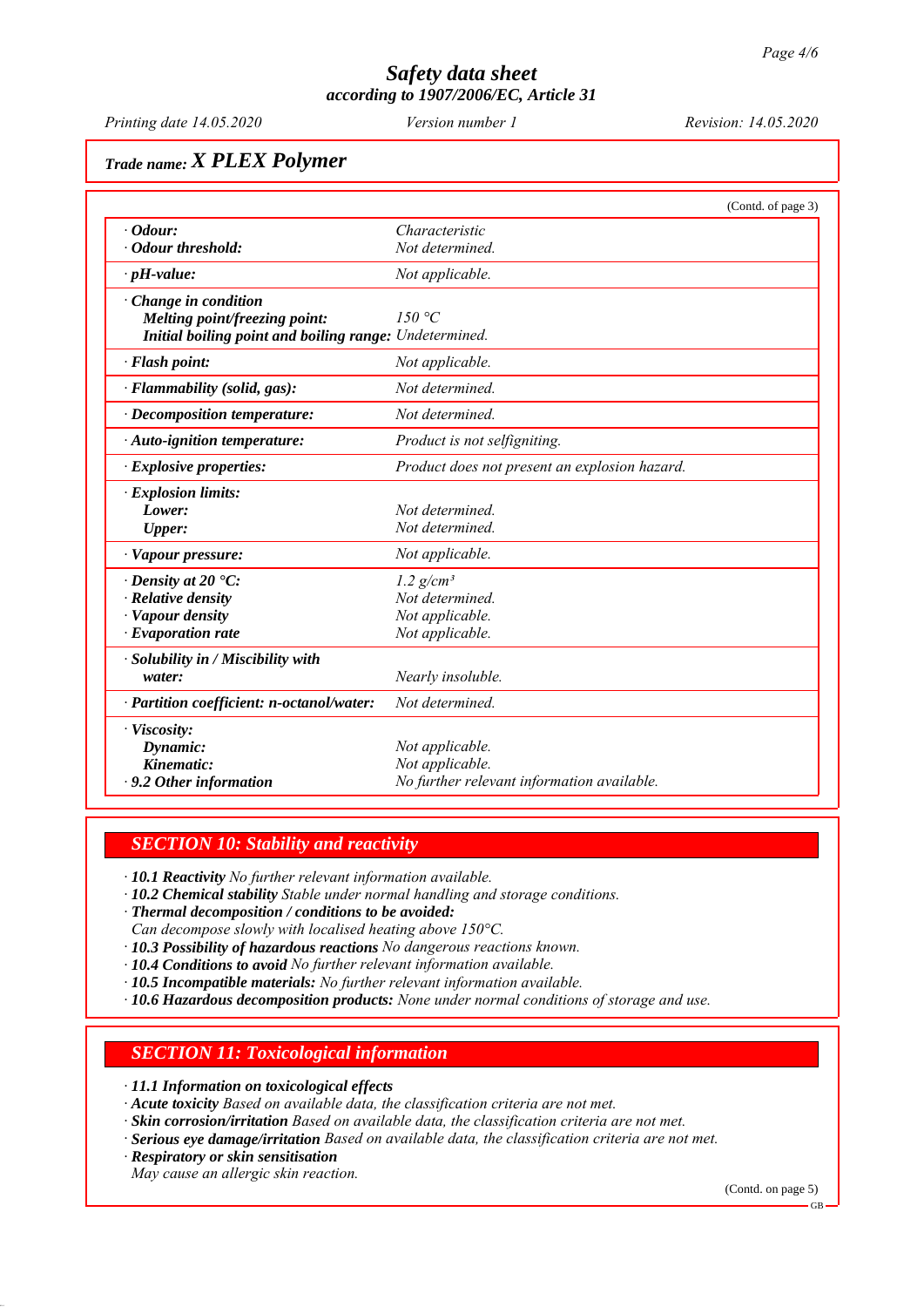**Trade name: *X PLEX Polymer***

(Contd. of page 3)

| | |
|---|---|
| · **Odour:** | *Characteristic* |
| · **Odour threshold:** | *Not determined.* |
| · **pH-value:** | *Not applicable.* |
| · **Change in condition** | |
| **Melting point/freezing point:** | *150 °C* |
| **Initial boiling point and boiling range:** | *Undetermined.* |
| · **Flash point:** | *Not applicable.* |
| · **Flammability (solid, gas):** | *Not determined.* |
| · **Decomposition temperature:** | *Not determined.* |
| · **Auto-ignition temperature:** | *Product is not selfigniting.* |
| · **Explosive properties:** | *Product does not present an explosion hazard.* |
| · **Explosion limits:** | |
| **Lower:** | *Not determined.* |
| **Upper:** | *Not determined.* |
| · **Vapour pressure:** | *Not applicable.* |
| · **Density at 20 °C:** | *1.2 g/cm³* |
| · **Relative density** | *Not determined.* |
| · **Vapour density** | *Not applicable.* |
| · **Evaporation rate** | *Not applicable.* |
| · **Solubility in / Miscibility with water:** | *Nearly insoluble.* |
| · **Partition coefficient: n-octanol/water:** | *Not determined.* |
| · **Viscosity:** | |
| **Dynamic:** | *Not applicable.* |
| **Kinematic:** | *Not applicable.* |
| · **9.2 Other information** | *No further relevant information available.* |

## SECTION 10: Stability and reactivity

· **10.1 Reactivity** *No further relevant information available.*
· **10.2 Chemical stability** *Stable under normal handling and storage conditions.*
· **Thermal decomposition / conditions to be avoided:**
*Can decompose slowly with localised heating above 150°C.*
· **10.3 Possibility of hazardous reactions** *No dangerous reactions known.*
· **10.4 Conditions to avoid** *No further relevant information available.*
· **10.5 Incompatible materials:** *No further relevant information available.*
· **10.6 Hazardous decomposition products:** *None under normal conditions of storage and use.*

## SECTION 11: Toxicological information

· **11.1 Information on toxicological effects**
· **Acute toxicity** *Based on available data, the classification criteria are not met.*
· **Skin corrosion/irritation** *Based on available data, the classification criteria are not met.*
· **Serious eye damage/irritation** *Based on available data, the classification criteria are not met.*
· **Respiratory or skin sensitisation**
*May cause an allergic skin reaction.*

(Contd. on page 5)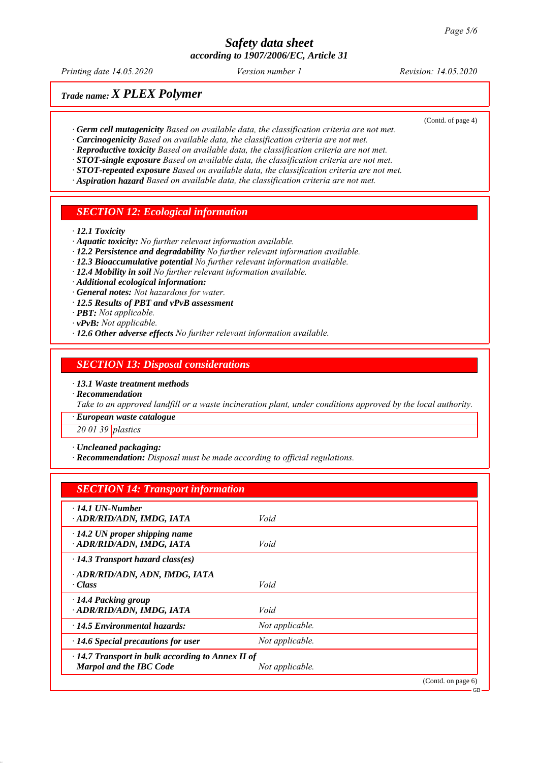Trade name: ***X PLEX Polymer***

(Contd. of page 4)

· ***Germ cell mutagenicity*** *Based on available data, the classification criteria are not met.*
· ***Carcinogenicity*** *Based on available data, the classification criteria are not met.*
· ***Reproductive toxicity*** *Based on available data, the classification criteria are not met.*
· ***STOT-single exposure*** *Based on available data, the classification criteria are not met.*
· ***STOT-repeated exposure*** *Based on available data, the classification criteria are not met.*
· ***Aspiration hazard*** *Based on available data, the classification criteria are not met.*

## SECTION 12: Ecological information

· ***12.1 Toxicity***
· ***Aquatic toxicity:*** *No further relevant information available.*
· ***12.2 Persistence and degradability*** *No further relevant information available.*
· ***12.3 Bioaccumulative potential*** *No further relevant information available.*
· ***12.4 Mobility in soil*** *No further relevant information available.*
· ***Additional ecological information:***
· ***General notes:*** *Not hazardous for water.*
· ***12.5 Results of PBT and vPvB assessment***
· ***PBT:*** *Not applicable.*
· ***vPvB:*** *Not applicable.*
· ***12.6 Other adverse effects*** *No further relevant information available.*

## SECTION 13: Disposal considerations

· ***13.1 Waste treatment methods***
· ***Recommendation***
*Take to an approved landfill or a waste incineration plant, under conditions approved by the local authority.*

| · ***European waste catalogue*** | |
|---|---|
| *20 01 39* | *plastics* |

· ***Uncleaned packaging:***
· ***Recommendation:*** *Disposal must be made according to official regulations.*

## SECTION 14: Transport information

| | |
|---|---|
| · ***14.1 UN-Number***<br>· ***ADR/RID/ADN, IMDG, IATA*** | *Void* |
| · ***14.2 UN proper shipping name***<br>· ***ADR/RID/ADN, IMDG, IATA*** | *Void* |
| · ***14.3 Transport hazard class(es)***<br>· ***ADR/RID/ADN, ADN, IMDG, IATA***<br>· ***Class*** | *Void* |
| · ***14.4 Packing group***<br>· ***ADR/RID/ADN, IMDG, IATA*** | *Void* |
| · ***14.5 Environmental hazards:*** | *Not applicable.* |
| · ***14.6 Special precautions for user*** | *Not applicable.* |
| · ***14.7 Transport in bulk according to Annex II of Marpol and the IBC Code*** | *Not applicable.* |

(Contd. on page 6)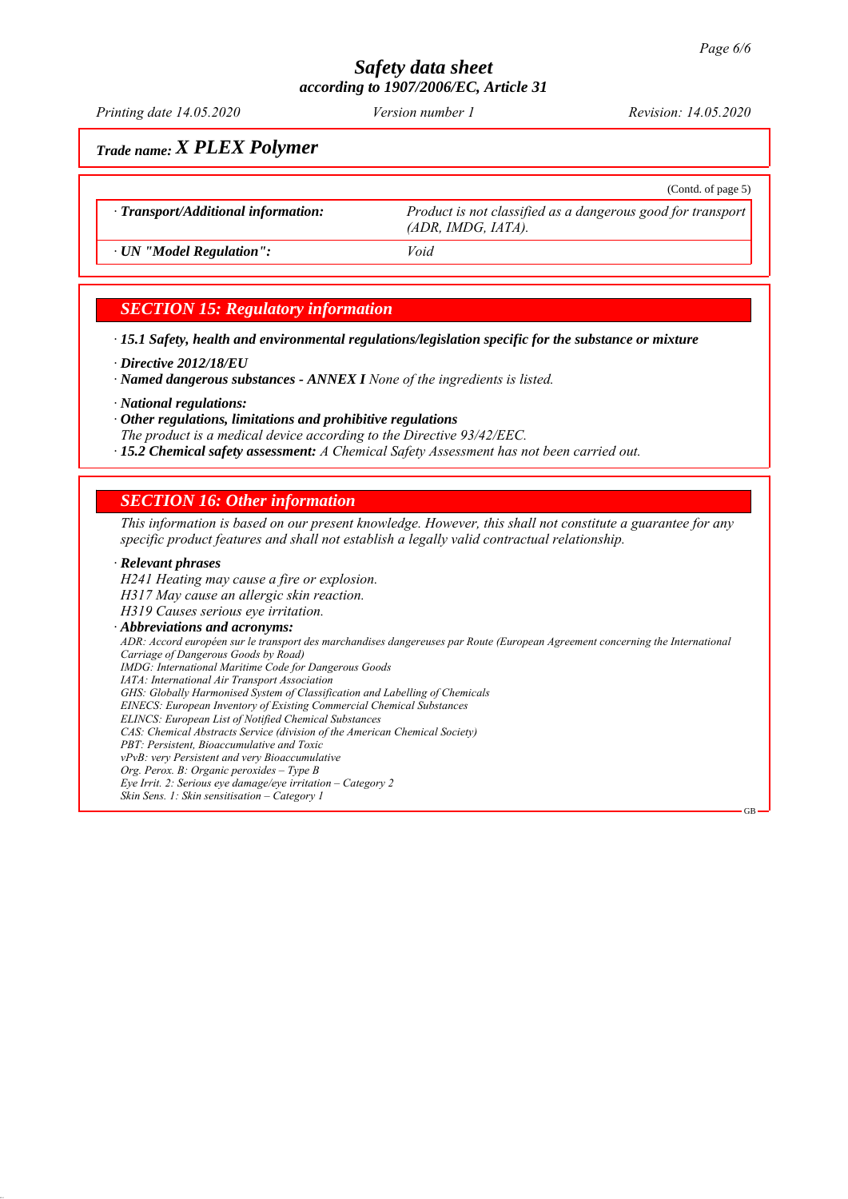Trade name: ***X PLEX Polymer***

(Contd. of page 5)

| | |
|---|---|
| · ***Transport/Additional information:*** | *Product is not classified as a dangerous good for transport (ADR, IMDG, IATA).* |
| · ***UN "Model Regulation":*** | *Void* |

## *SECTION 15: Regulatory information*

· ***15.1 Safety, health and environmental regulations/legislation specific for the substance or mixture***

· ***Directive 2012/18/EU***

· ***Named dangerous substances - ANNEX I*** *None of the ingredients is listed.*

· ***National regulations:***

· ***Other regulations, limitations and prohibitive regulations***

*The product is a medical device according to the Directive 93/42/EEC.*

· ***15.2 Chemical safety assessment:*** *A Chemical Safety Assessment has not been carried out.*

## *SECTION 16: Other information*

*This information is based on our present knowledge. However, this shall not constitute a guarantee for any specific product features and shall not establish a legally valid contractual relationship.*

· ***Relevant phrases***

*H241 Heating may cause a fire or explosion.*

*H317 May cause an allergic skin reaction.*

*H319 Causes serious eye irritation.*

· ***Abbreviations and acronyms:***

*ADR: Accord européen sur le transport des marchandises dangereuses par Route (European Agreement concerning the International Carriage of Dangerous Goods by Road)*

*IMDG: International Maritime Code for Dangerous Goods*

*IATA: International Air Transport Association*

*GHS: Globally Harmonised System of Classification and Labelling of Chemicals*

*EINECS: European Inventory of Existing Commercial Chemical Substances*

*ELINCS: European List of Notified Chemical Substances*

*CAS: Chemical Abstracts Service (division of the American Chemical Society)*

*PBT: Persistent, Bioaccumulative and Toxic*

*vPvB: very Persistent and very Bioaccumulative*

*Org. Perox. B: Organic peroxides – Type B*

*Eye Irrit. 2: Serious eye damage/eye irritation – Category 2*

*Skin Sens. 1: Skin sensitisation – Category 1*